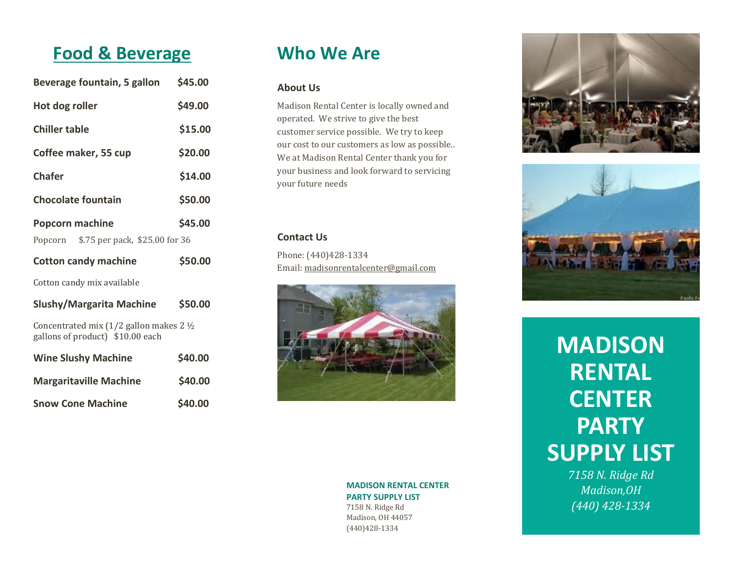## Food & Beverage

| Item | Price |
|---|---|
| **Beverage fountain, 5 gallon** | **$45.00** |
| **Hot dog roller** | **$49.00** |
| **Chiller table** | **$15.00** |
| **Coffee maker, 55 cup** | **$20.00** |
| **Chafer** | **$14.00** |
| **Chocolate fountain** | **$50.00** |
| **Popcorn machine** | **$45.00** |
| Popcorn $.75 per pack, $25.00 for 36 | |
| **Cotton candy machine** | **$50.00** |
| Cotton candy mix available | |
| **Slushy/Margarita Machine** | **$50.00** |
| Concentrated mix (1/2 gallon makes 2 ½ gallons of product) $10.00 each | |
| **Wine Slushy Machine** | **$40.00** |
| **Margaritaville Machine** | **$40.00** |
| **Snow Cone Machine** | **$40.00** |

## Who We Are

### About Us

Madison Rental Center is locally owned and operated. We strive to give the best customer service possible. We try to keep our cost to our customers as low as possible.. We at Madison Rental Center thank you for your business and look forward to servicing your future needs

### Contact Us

Phone: (440)428-1334
Email: madisonrentalcenter@gmail.com

**MADISON RENTAL CENTER PARTY SUPPLY LIST**
7158 N. Ridge Rd
Madison, OH 44057
(440)428-1334

# MADISON RENTAL CENTER PARTY SUPPLY LIST

*7158 N. Ridge Rd*
*Madison,OH*
*(440) 428-1334*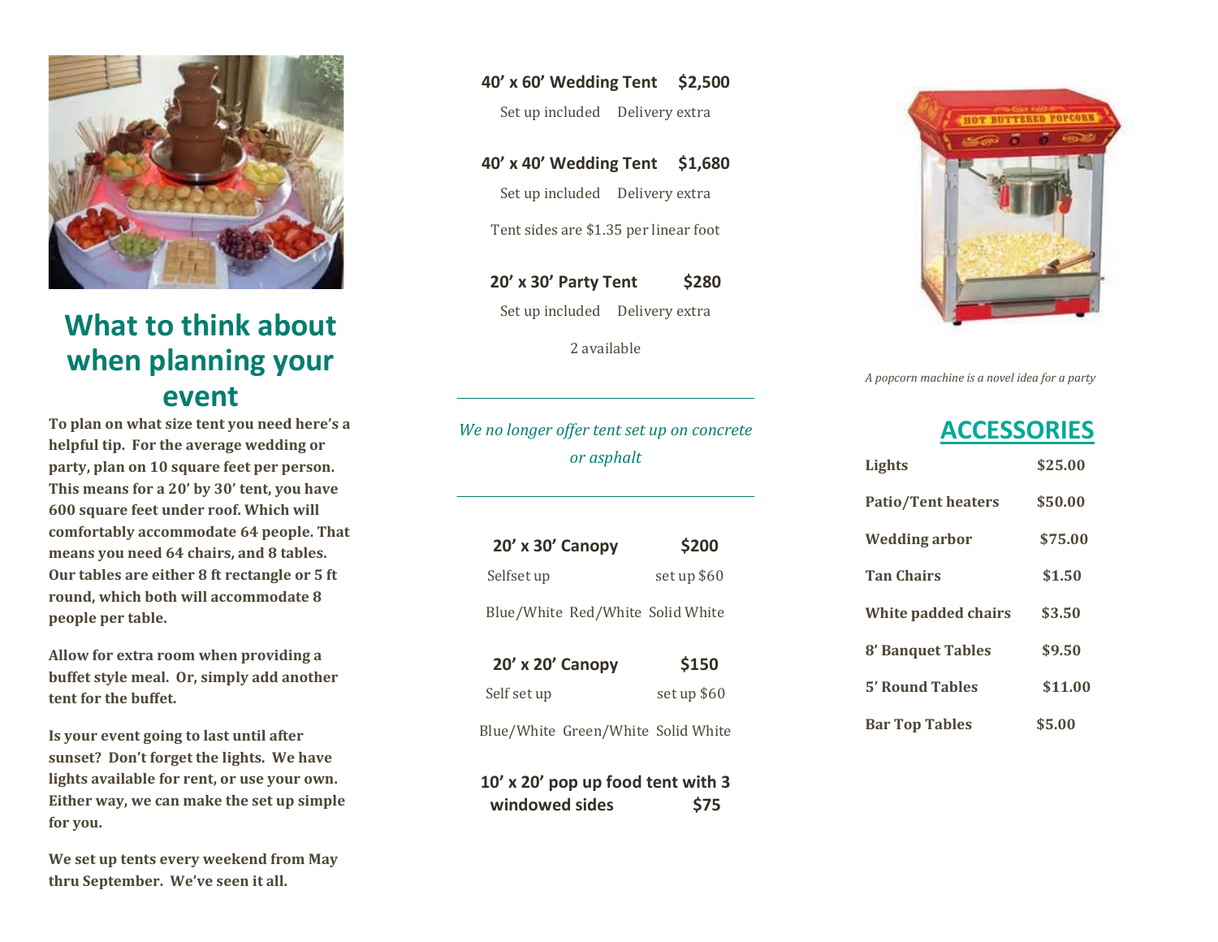## What to think about when planning your event

**To plan on what size tent you need here's a helpful tip. For the average wedding or party, plan on 10 square feet per person. This means for a 20' by 30' tent, you have 600 square feet under roof. Which will comfortably accommodate 64 people. That means you need 64 chairs, and 8 tables. Our tables are either 8 ft rectangle or 5 ft round, which both will accommodate 8 people per table.**

**Allow for extra room when providing a buffet style meal. Or, simply add another tent for the buffet.**

**Is your event going to last until after sunset? Don't forget the lights. We have lights available for rent, or use your own. Either way, we can make the set up simple for you.**

**We set up tents every weekend from May thru September. We've seen it all.**

**40' x 60' Wedding Tent $2,500**

Set up included Delivery extra

**40' x 40' Wedding Tent $1,680**

Set up included Delivery extra

Tent sides are $1.35 per linear foot

**20' x 30' Party Tent $280**

Set up included Delivery extra

2 available

---

*We no longer offer tent set up on concrete or asphalt*

---

**20' x 30' Canopy $200**

Selfset up set up $60

Blue/White Red/White Solid White

**20' x 20' Canopy $150**

Self set up set up $60

Blue/White Green/White Solid White

**10' x 20' pop up food tent with 3 windowed sides $75**

*A popcorn machine is a novel idea for a party*

## ACCESSORIES

| | |
|---|---|
| **Lights** | **$25.00** |
| **Patio/Tent heaters** | **$50.00** |
| **Wedding arbor** | **$75.00** |
| **Tan Chairs** | **$1.50** |
| **White padded chairs** | **$3.50** |
| **8' Banquet Tables** | **$9.50** |
| **5' Round Tables** | **$11.00** |
| **Bar Top Tables** | **$5.00** |